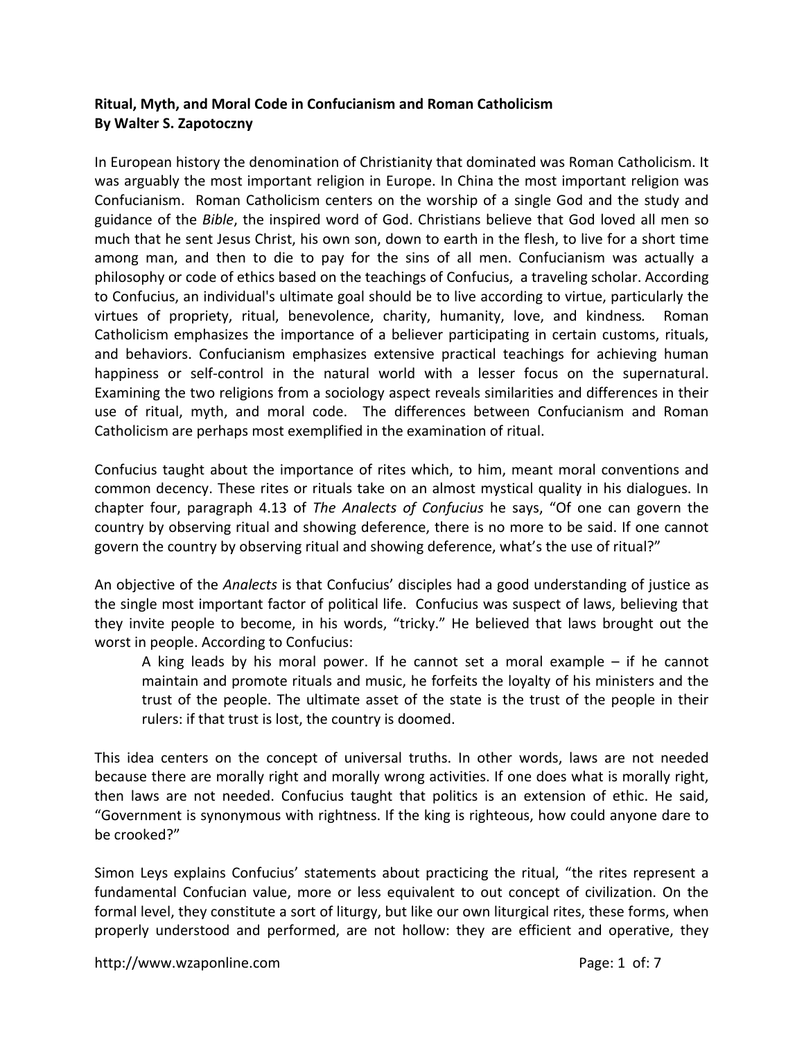**Ritual, Myth, and Moral Code in Confucianism and Roman Catholicism**
**By Walter S. Zapotoczny**

In European history the denomination of Christianity that dominated was Roman Catholicism. It was arguably the most important religion in Europe. In China the most important religion was Confucianism. Roman Catholicism centers on the worship of a single God and the study and guidance of the *Bible*, the inspired word of God. Christians believe that God loved all men so much that he sent Jesus Christ, his own son, down to earth in the flesh, to live for a short time among man, and then to die to pay for the sins of all men. Confucianism was actually a philosophy or code of ethics based on the teachings of Confucius, a traveling scholar. According to Confucius, an individual's ultimate goal should be to live according to virtue, particularly the virtues of propriety, ritual, benevolence, charity, humanity, love, and kindness. Roman Catholicism emphasizes the importance of a believer participating in certain customs, rituals, and behaviors. Confucianism emphasizes extensive practical teachings for achieving human happiness or self-control in the natural world with a lesser focus on the supernatural. Examining the two religions from a sociology aspect reveals similarities and differences in their use of ritual, myth, and moral code. The differences between Confucianism and Roman Catholicism are perhaps most exemplified in the examination of ritual.

Confucius taught about the importance of rites which, to him, meant moral conventions and common decency. These rites or rituals take on an almost mystical quality in his dialogues. In chapter four, paragraph 4.13 of *The Analects of Confucius* he says, "Of one can govern the country by observing ritual and showing deference, there is no more to be said. If one cannot govern the country by observing ritual and showing deference, what's the use of ritual?"

An objective of the *Analects* is that Confucius' disciples had a good understanding of justice as the single most important factor of political life. Confucius was suspect of laws, believing that they invite people to become, in his words, "tricky." He believed that laws brought out the worst in people. According to Confucius:

> A king leads by his moral power. If he cannot set a moral example – if he cannot maintain and promote rituals and music, he forfeits the loyalty of his ministers and the trust of the people. The ultimate asset of the state is the trust of the people in their rulers: if that trust is lost, the country is doomed.

This idea centers on the concept of universal truths. In other words, laws are not needed because there are morally right and morally wrong activities. If one does what is morally right, then laws are not needed. Confucius taught that politics is an extension of ethic. He said, "Government is synonymous with rightness. If the king is righteous, how could anyone dare to be crooked?"

Simon Leys explains Confucius' statements about practicing the ritual, "the rites represent a fundamental Confucian value, more or less equivalent to out concept of civilization. On the formal level, they constitute a sort of liturgy, but like our own liturgical rites, these forms, when properly understood and performed, are not hollow: they are efficient and operative, they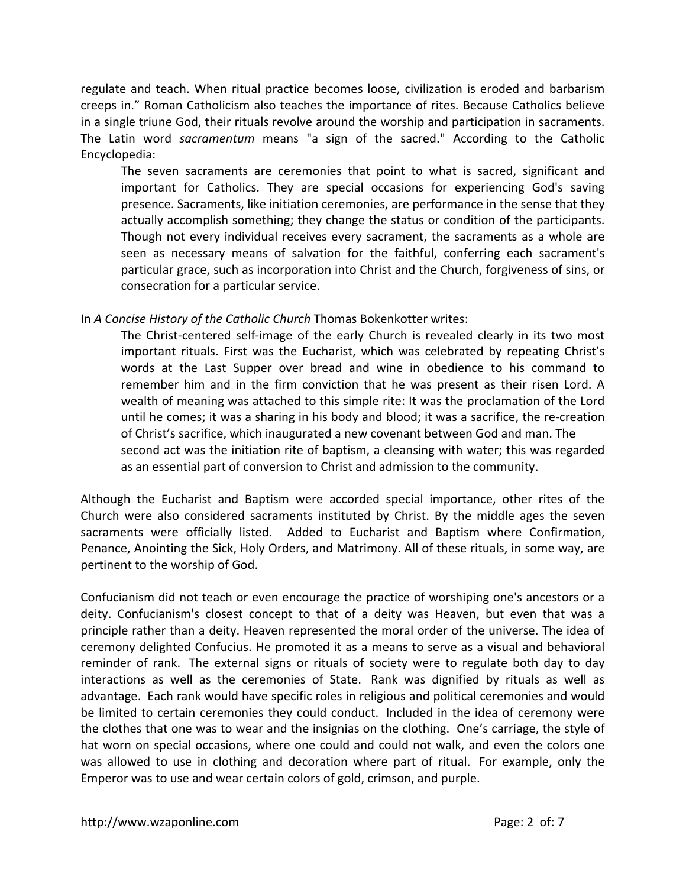regulate and teach. When ritual practice becomes loose, civilization is eroded and barbarism creeps in." Roman Catholicism also teaches the importance of rites. Because Catholics believe in a single triune God, their rituals revolve around the worship and participation in sacraments. The Latin word *sacramentum* means "a sign of the sacred." According to the Catholic Encyclopedia:

> The seven sacraments are ceremonies that point to what is sacred, significant and important for Catholics. They are special occasions for experiencing God's saving presence. Sacraments, like initiation ceremonies, are performance in the sense that they actually accomplish something; they change the status or condition of the participants. Though not every individual receives every sacrament, the sacraments as a whole are seen as necessary means of salvation for the faithful, conferring each sacrament's particular grace, such as incorporation into Christ and the Church, forgiveness of sins, or consecration for a particular service.

In *A Concise History of the Catholic Church* Thomas Bokenkotter writes:

> The Christ-centered self-image of the early Church is revealed clearly in its two most important rituals. First was the Eucharist, which was celebrated by repeating Christ's words at the Last Supper over bread and wine in obedience to his command to remember him and in the firm conviction that he was present as their risen Lord. A wealth of meaning was attached to this simple rite: It was the proclamation of the Lord until he comes; it was a sharing in his body and blood; it was a sacrifice, the re-creation of Christ's sacrifice, which inaugurated a new covenant between God and man. The second act was the initiation rite of baptism, a cleansing with water; this was regarded as an essential part of conversion to Christ and admission to the community.

Although the Eucharist and Baptism were accorded special importance, other rites of the Church were also considered sacraments instituted by Christ. By the middle ages the seven sacraments were officially listed. Added to Eucharist and Baptism where Confirmation, Penance, Anointing the Sick, Holy Orders, and Matrimony. All of these rituals, in some way, are pertinent to the worship of God.

Confucianism did not teach or even encourage the practice of worshiping one's ancestors or a deity. Confucianism's closest concept to that of a deity was Heaven, but even that was a principle rather than a deity. Heaven represented the moral order of the universe. The idea of ceremony delighted Confucius. He promoted it as a means to serve as a visual and behavioral reminder of rank. The external signs or rituals of society were to regulate both day to day interactions as well as the ceremonies of State. Rank was dignified by rituals as well as advantage. Each rank would have specific roles in religious and political ceremonies and would be limited to certain ceremonies they could conduct. Included in the idea of ceremony were the clothes that one was to wear and the insignias on the clothing. One's carriage, the style of hat worn on special occasions, where one could and could not walk, and even the colors one was allowed to use in clothing and decoration where part of ritual. For example, only the Emperor was to use and wear certain colors of gold, crimson, and purple.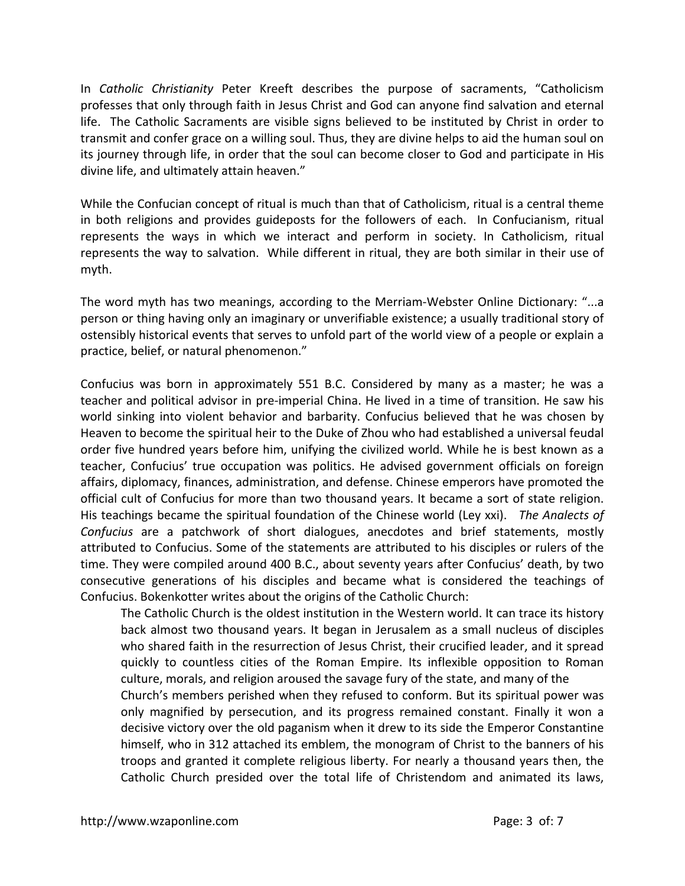In *Catholic Christianity* Peter Kreeft describes the purpose of sacraments, "Catholicism professes that only through faith in Jesus Christ and God can anyone find salvation and eternal life. The Catholic Sacraments are visible signs believed to be instituted by Christ in order to transmit and confer grace on a willing soul. Thus, they are divine helps to aid the human soul on its journey through life, in order that the soul can become closer to God and participate in His divine life, and ultimately attain heaven."

While the Confucian concept of ritual is much than that of Catholicism, ritual is a central theme in both religions and provides guideposts for the followers of each. In Confucianism, ritual represents the ways in which we interact and perform in society. In Catholicism, ritual represents the way to salvation. While different in ritual, they are both similar in their use of myth.

The word myth has two meanings, according to the Merriam-Webster Online Dictionary: "...a person or thing having only an imaginary or unverifiable existence; a usually traditional story of ostensibly historical events that serves to unfold part of the world view of a people or explain a practice, belief, or natural phenomenon."

Confucius was born in approximately 551 B.C. Considered by many as a master; he was a teacher and political advisor in pre-imperial China. He lived in a time of transition. He saw his world sinking into violent behavior and barbarity. Confucius believed that he was chosen by Heaven to become the spiritual heir to the Duke of Zhou who had established a universal feudal order five hundred years before him, unifying the civilized world. While he is best known as a teacher, Confucius' true occupation was politics. He advised government officials on foreign affairs, diplomacy, finances, administration, and defense. Chinese emperors have promoted the official cult of Confucius for more than two thousand years. It became a sort of state religion. His teachings became the spiritual foundation of the Chinese world (Ley xxi). *The Analects of Confucius* are a patchwork of short dialogues, anecdotes and brief statements, mostly attributed to Confucius. Some of the statements are attributed to his disciples or rulers of the time. They were compiled around 400 B.C., about seventy years after Confucius' death, by two consecutive generations of his disciples and became what is considered the teachings of Confucius. Bokenkotter writes about the origins of the Catholic Church:

> The Catholic Church is the oldest institution in the Western world. It can trace its history back almost two thousand years. It began in Jerusalem as a small nucleus of disciples who shared faith in the resurrection of Jesus Christ, their crucified leader, and it spread quickly to countless cities of the Roman Empire. Its inflexible opposition to Roman culture, morals, and religion aroused the savage fury of the state, and many of the Church's members perished when they refused to conform. But its spiritual power was only magnified by persecution, and its progress remained constant. Finally it won a decisive victory over the old paganism when it drew to its side the Emperor Constantine himself, who in 312 attached its emblem, the monogram of Christ to the banners of his troops and granted it complete religious liberty. For nearly a thousand years then, the Catholic Church presided over the total life of Christendom and animated its laws,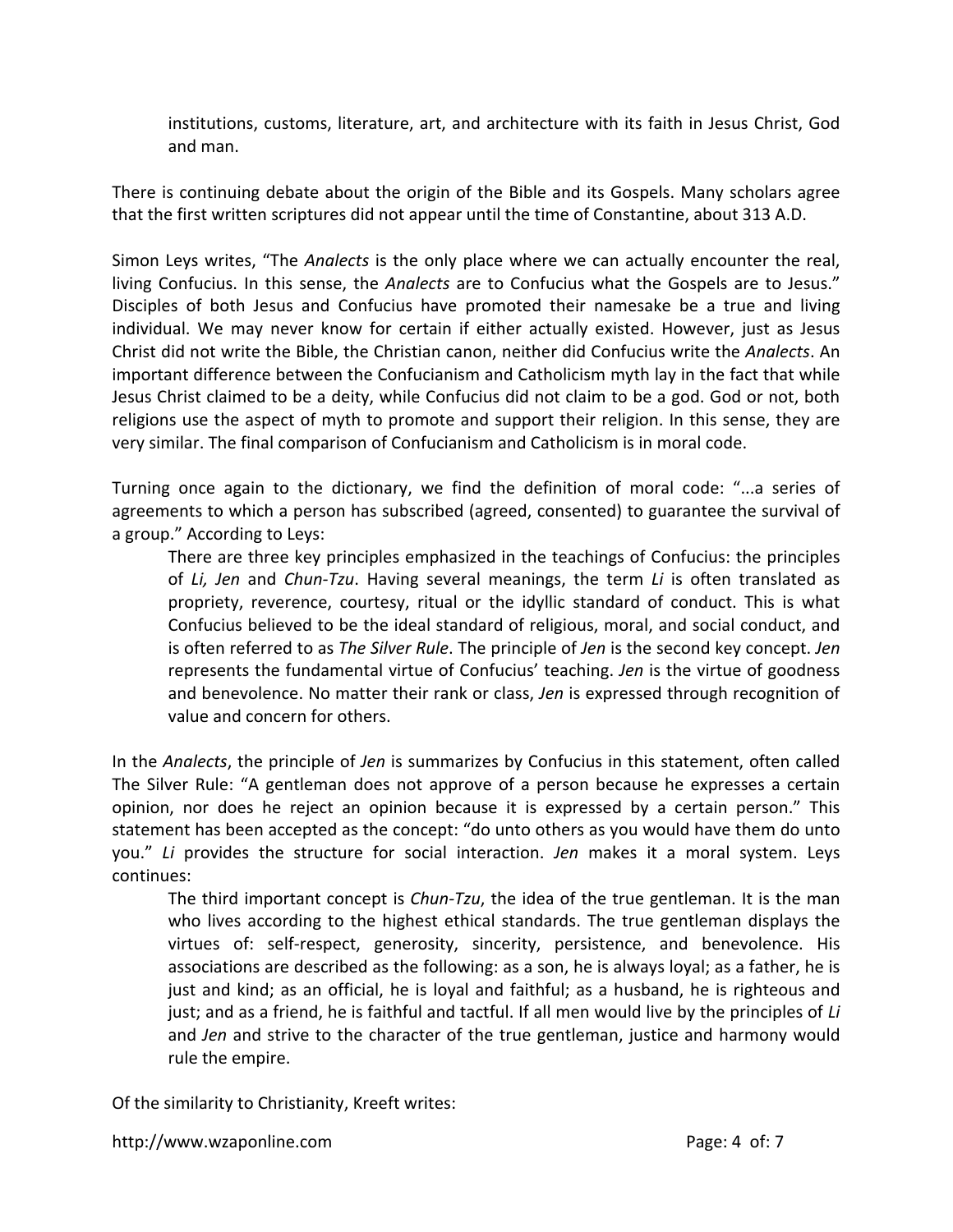> institutions, customs, literature, art, and architecture with its faith in Jesus Christ, God and man.

There is continuing debate about the origin of the Bible and its Gospels. Many scholars agree that the first written scriptures did not appear until the time of Constantine, about 313 A.D.

Simon Leys writes, "The *Analects* is the only place where we can actually encounter the real, living Confucius. In this sense, the *Analects* are to Confucius what the Gospels are to Jesus." Disciples of both Jesus and Confucius have promoted their namesake be a true and living individual. We may never know for certain if either actually existed. However, just as Jesus Christ did not write the Bible, the Christian canon, neither did Confucius write the *Analects*. An important difference between the Confucianism and Catholicism myth lay in the fact that while Jesus Christ claimed to be a deity, while Confucius did not claim to be a god. God or not, both religions use the aspect of myth to promote and support their religion. In this sense, they are very similar. The final comparison of Confucianism and Catholicism is in moral code.

Turning once again to the dictionary, we find the definition of moral code: "...a series of agreements to which a person has subscribed (agreed, consented) to guarantee the survival of a group." According to Leys:

> There are three key principles emphasized in the teachings of Confucius: the principles of *Li, Jen* and *Chun-Tzu*. Having several meanings, the term *Li* is often translated as propriety, reverence, courtesy, ritual or the idyllic standard of conduct. This is what Confucius believed to be the ideal standard of religious, moral, and social conduct, and is often referred to as *The Silver Rule*. The principle of *Jen* is the second key concept. *Jen* represents the fundamental virtue of Confucius' teaching. *Jen* is the virtue of goodness and benevolence. No matter their rank or class, *Jen* is expressed through recognition of value and concern for others.

In the *Analects*, the principle of *Jen* is summarizes by Confucius in this statement, often called The Silver Rule: "A gentleman does not approve of a person because he expresses a certain opinion, nor does he reject an opinion because it is expressed by a certain person." This statement has been accepted as the concept: "do unto others as you would have them do unto you." *Li* provides the structure for social interaction. *Jen* makes it a moral system. Leys continues:

> The third important concept is *Chun-Tzu*, the idea of the true gentleman. It is the man who lives according to the highest ethical standards. The true gentleman displays the virtues of: self-respect, generosity, sincerity, persistence, and benevolence. His associations are described as the following: as a son, he is always loyal; as a father, he is just and kind; as an official, he is loyal and faithful; as a husband, he is righteous and just; and as a friend, he is faithful and tactful. If all men would live by the principles of *Li* and *Jen* and strive to the character of the true gentleman, justice and harmony would rule the empire.

Of the similarity to Christianity, Kreeft writes: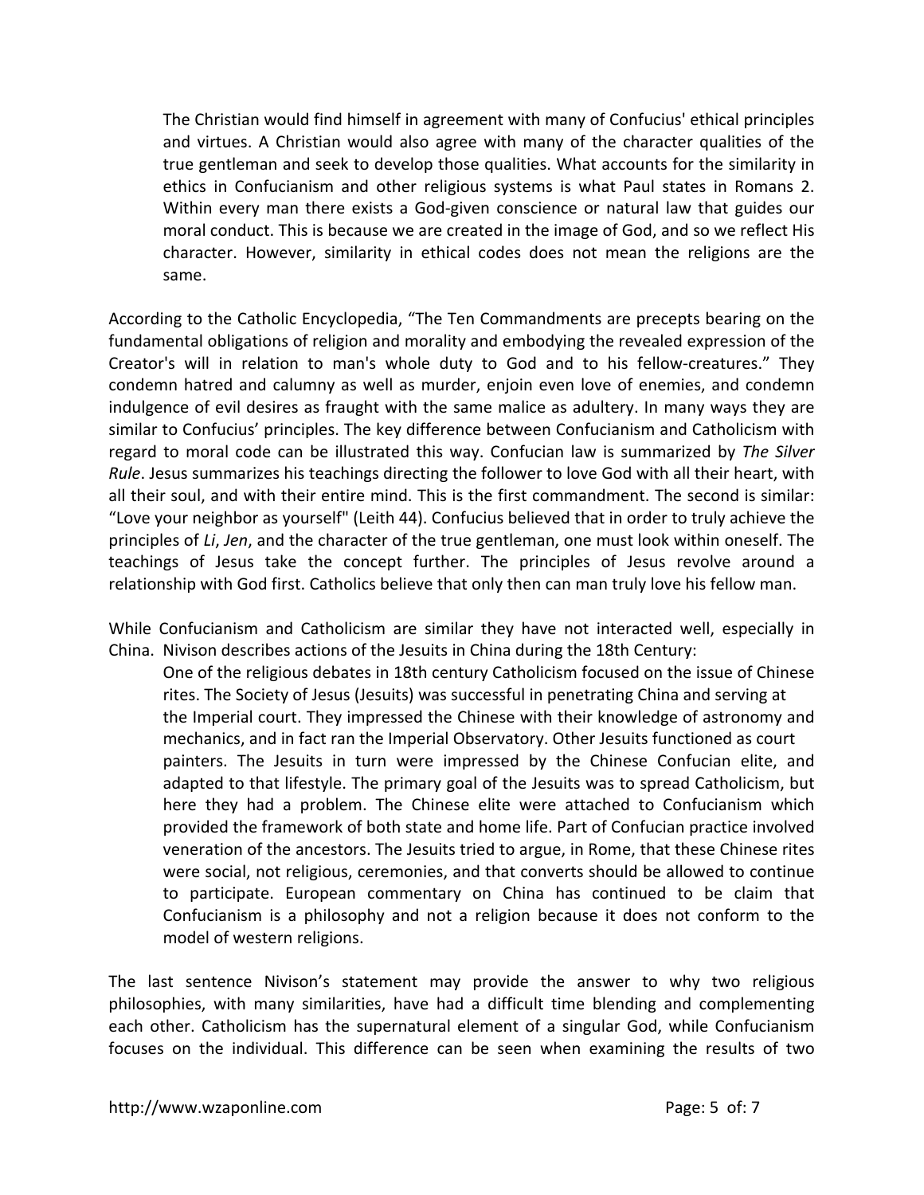> The Christian would find himself in agreement with many of Confucius' ethical principles and virtues. A Christian would also agree with many of the character qualities of the true gentleman and seek to develop those qualities. What accounts for the similarity in ethics in Confucianism and other religious systems is what Paul states in Romans 2. Within every man there exists a God-given conscience or natural law that guides our moral conduct. This is because we are created in the image of God, and so we reflect His character. However, similarity in ethical codes does not mean the religions are the same.

According to the Catholic Encyclopedia, "The Ten Commandments are precepts bearing on the fundamental obligations of religion and morality and embodying the revealed expression of the Creator's will in relation to man's whole duty to God and to his fellow-creatures." They condemn hatred and calumny as well as murder, enjoin even love of enemies, and condemn indulgence of evil desires as fraught with the same malice as adultery. In many ways they are similar to Confucius' principles. The key difference between Confucianism and Catholicism with regard to moral code can be illustrated this way. Confucian law is summarized by *The Silver Rule*. Jesus summarizes his teachings directing the follower to love God with all their heart, with all their soul, and with their entire mind. This is the first commandment. The second is similar: "Love your neighbor as yourself" (Leith 44). Confucius believed that in order to truly achieve the principles of *Li*, *Jen*, and the character of the true gentleman, one must look within oneself. The teachings of Jesus take the concept further. The principles of Jesus revolve around a relationship with God first. Catholics believe that only then can man truly love his fellow man.

While Confucianism and Catholicism are similar they have not interacted well, especially in China. Nivison describes actions of the Jesuits in China during the 18th Century:

> One of the religious debates in 18th century Catholicism focused on the issue of Chinese rites. The Society of Jesus (Jesuits) was successful in penetrating China and serving at the Imperial court. They impressed the Chinese with their knowledge of astronomy and mechanics, and in fact ran the Imperial Observatory. Other Jesuits functioned as court painters. The Jesuits in turn were impressed by the Chinese Confucian elite, and adapted to that lifestyle. The primary goal of the Jesuits was to spread Catholicism, but here they had a problem. The Chinese elite were attached to Confucianism which provided the framework of both state and home life. Part of Confucian practice involved veneration of the ancestors. The Jesuits tried to argue, in Rome, that these Chinese rites were social, not religious, ceremonies, and that converts should be allowed to continue to participate. European commentary on China has continued to be claim that Confucianism is a philosophy and not a religion because it does not conform to the model of western religions.

The last sentence Nivison's statement may provide the answer to why two religious philosophies, with many similarities, have had a difficult time blending and complementing each other. Catholicism has the supernatural element of a singular God, while Confucianism focuses on the individual. This difference can be seen when examining the results of two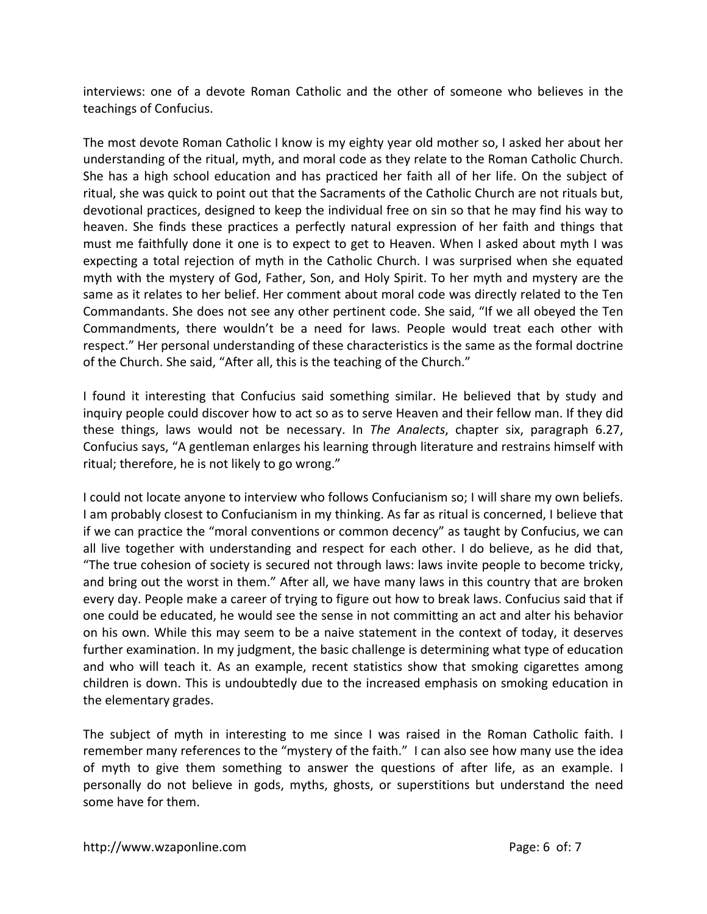interviews: one of a devote Roman Catholic and the other of someone who believes in the teachings of Confucius.

The most devote Roman Catholic I know is my eighty year old mother so, I asked her about her understanding of the ritual, myth, and moral code as they relate to the Roman Catholic Church. She has a high school education and has practiced her faith all of her life. On the subject of ritual, she was quick to point out that the Sacraments of the Catholic Church are not rituals but, devotional practices, designed to keep the individual free on sin so that he may find his way to heaven. She finds these practices a perfectly natural expression of her faith and things that must me faithfully done it one is to expect to get to Heaven. When I asked about myth I was expecting a total rejection of myth in the Catholic Church. I was surprised when she equated myth with the mystery of God, Father, Son, and Holy Spirit. To her myth and mystery are the same as it relates to her belief. Her comment about moral code was directly related to the Ten Commandants. She does not see any other pertinent code. She said, "If we all obeyed the Ten Commandments, there wouldn't be a need for laws. People would treat each other with respect." Her personal understanding of these characteristics is the same as the formal doctrine of the Church. She said, "After all, this is the teaching of the Church."

I found it interesting that Confucius said something similar. He believed that by study and inquiry people could discover how to act so as to serve Heaven and their fellow man. If they did these things, laws would not be necessary. In *The Analects*, chapter six, paragraph 6.27, Confucius says, "A gentleman enlarges his learning through literature and restrains himself with ritual; therefore, he is not likely to go wrong."

I could not locate anyone to interview who follows Confucianism so; I will share my own beliefs. I am probably closest to Confucianism in my thinking. As far as ritual is concerned, I believe that if we can practice the "moral conventions or common decency" as taught by Confucius, we can all live together with understanding and respect for each other. I do believe, as he did that, "The true cohesion of society is secured not through laws: laws invite people to become tricky, and bring out the worst in them." After all, we have many laws in this country that are broken every day. People make a career of trying to figure out how to break laws. Confucius said that if one could be educated, he would see the sense in not committing an act and alter his behavior on his own. While this may seem to be a naive statement in the context of today, it deserves further examination. In my judgment, the basic challenge is determining what type of education and who will teach it. As an example, recent statistics show that smoking cigarettes among children is down. This is undoubtedly due to the increased emphasis on smoking education in the elementary grades.

The subject of myth in interesting to me since I was raised in the Roman Catholic faith. I remember many references to the "mystery of the faith." I can also see how many use the idea of myth to give them something to answer the questions of after life, as an example. I personally do not believe in gods, myths, ghosts, or superstitions but understand the need some have for them.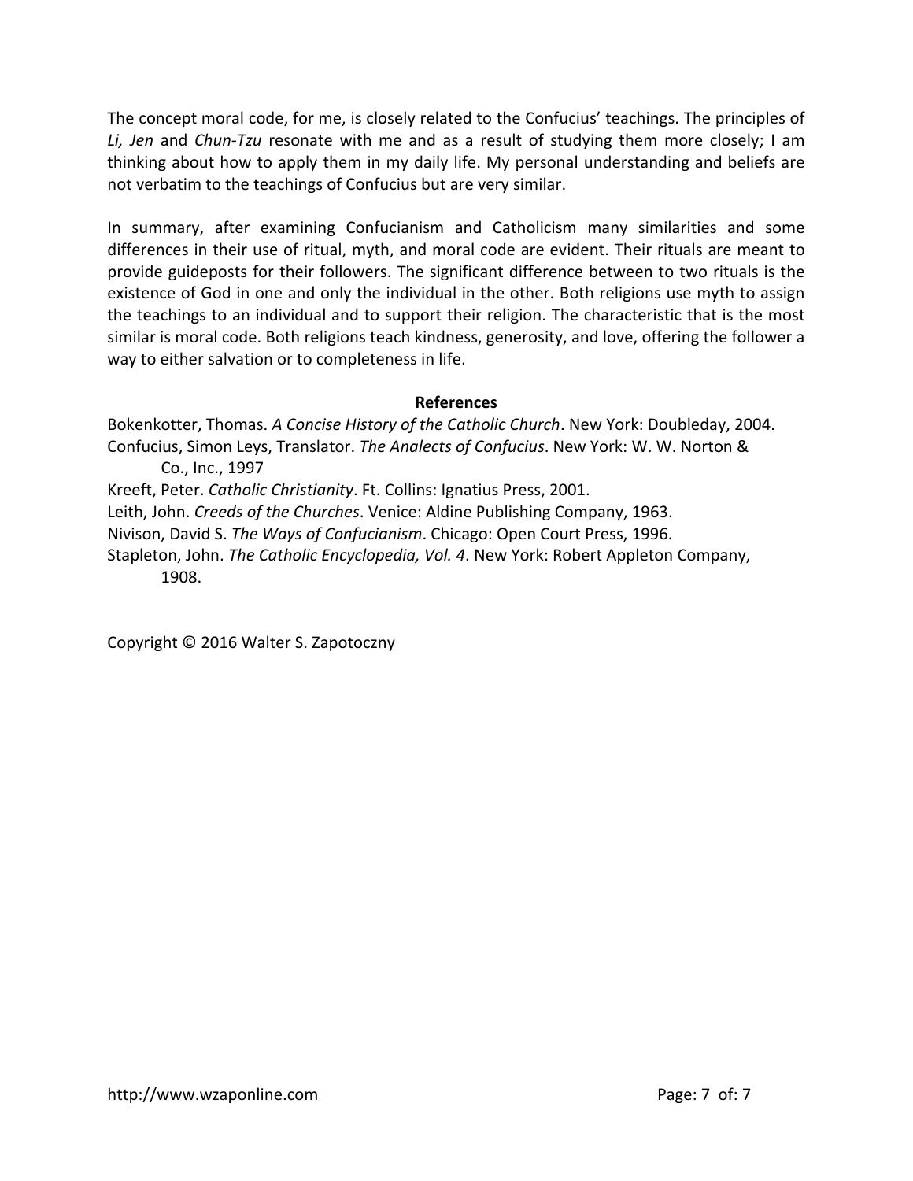The concept moral code, for me, is closely related to the Confucius' teachings. The principles of *Li, Jen* and *Chun-Tzu* resonate with me and as a result of studying them more closely; I am thinking about how to apply them in my daily life. My personal understanding and beliefs are not verbatim to the teachings of Confucius but are very similar.

In summary, after examining Confucianism and Catholicism many similarities and some differences in their use of ritual, myth, and moral code are evident. Their rituals are meant to provide guideposts for their followers. The significant difference between to two rituals is the existence of God in one and only the individual in the other. Both religions use myth to assign the teachings to an individual and to support their religion. The characteristic that is the most similar is moral code. Both religions teach kindness, generosity, and love, offering the follower a way to either salvation or to completeness in life.

**References**

Bokenkotter, Thomas. *A Concise History of the Catholic Church*. New York: Doubleday, 2004.

Confucius, Simon Leys, Translator. *The Analects of Confucius*. New York: W. W. Norton & Co., Inc., 1997

Kreeft, Peter. *Catholic Christianity*. Ft. Collins: Ignatius Press, 2001.

Leith, John. *Creeds of the Churches*. Venice: Aldine Publishing Company, 1963.

Nivison, David S. *The Ways of Confucianism*. Chicago: Open Court Press, 1996.

Stapleton, John. *The Catholic Encyclopedia, Vol. 4*. New York: Robert Appleton Company, 1908.

Copyright © 2016 Walter S. Zapotoczny